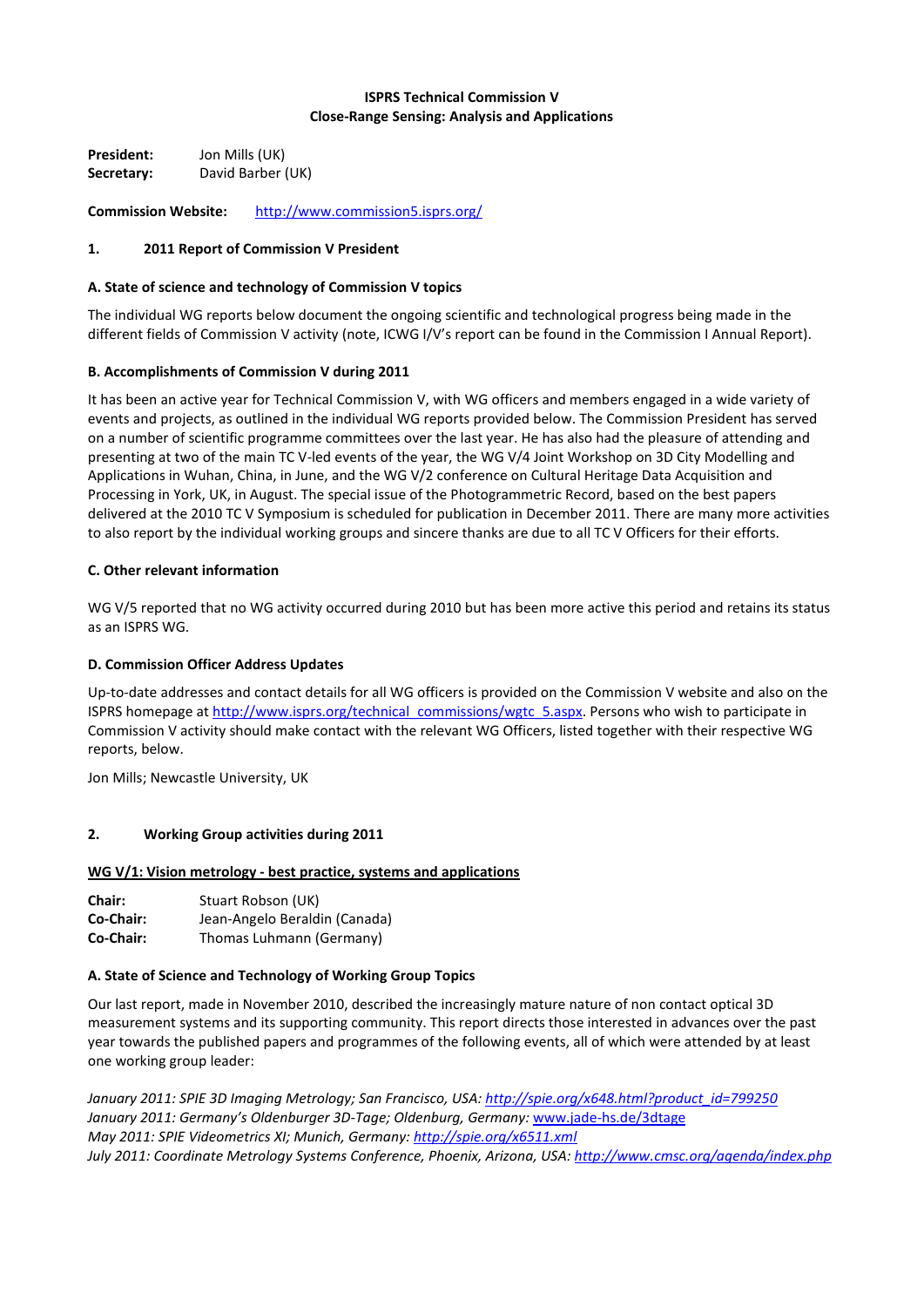**ISPRS Technical Commission V**
**Close-Range Sensing: Analysis and Applications**

**President:** Jon Mills (UK)
**Secretary:** David Barber (UK)

**Commission Website:** http://www.commission5.isprs.org/

## 1. 2011 Report of Commission V President

### A. State of science and technology of Commission V topics

The individual WG reports below document the ongoing scientific and technological progress being made in the different fields of Commission V activity (note, ICWG I/V's report can be found in the Commission I Annual Report).

### B. Accomplishments of Commission V during 2011

It has been an active year for Technical Commission V, with WG officers and members engaged in a wide variety of events and projects, as outlined in the individual WG reports provided below. The Commission President has served on a number of scientific programme committees over the last year. He has also had the pleasure of attending and presenting at two of the main TC V-led events of the year, the WG V/4 Joint Workshop on 3D City Modelling and Applications in Wuhan, China, in June, and the WG V/2 conference on Cultural Heritage Data Acquisition and Processing in York, UK, in August. The special issue of the Photogrammetric Record, based on the best papers delivered at the 2010 TC V Symposium is scheduled for publication in December 2011. There are many more activities to also report by the individual working groups and sincere thanks are due to all TC V Officers for their efforts.

### C. Other relevant information

WG V/5 reported that no WG activity occurred during 2010 but has been more active this period and retains its status as an ISPRS WG.

### D. Commission Officer Address Updates

Up-to-date addresses and contact details for all WG officers is provided on the Commission V website and also on the ISPRS homepage at http://www.isprs.org/technical_commissions/wgtc_5.aspx. Persons who wish to participate in Commission V activity should make contact with the relevant WG Officers, listed together with their respective WG reports, below.

Jon Mills; Newcastle University, UK

## 2. Working Group activities during 2011

### WG V/1: Vision metrology - best practice, systems and applications

**Chair:** Stuart Robson (UK)
**Co-Chair:** Jean-Angelo Beraldin (Canada)
**Co-Chair:** Thomas Luhmann (Germany)

### A. State of Science and Technology of Working Group Topics

Our last report, made in November 2010, described the increasingly mature nature of non contact optical 3D measurement systems and its supporting community. This report directs those interested in advances over the past year towards the published papers and programmes of the following events, all of which were attended by at least one working group leader:

*January 2011: SPIE 3D Imaging Metrology; San Francisco, USA: http://spie.org/x648.html?product_id=799250*
*January 2011: Germany's Oldenburger 3D-Tage; Oldenburg, Germany:* www.jade-hs.de/3dtage
*May 2011: SPIE Videometrics XI; Munich, Germany: http://spie.org/x6511.xml*
*July 2011: Coordinate Metrology Systems Conference, Phoenix, Arizona, USA: http://www.cmsc.org/agenda/index.php*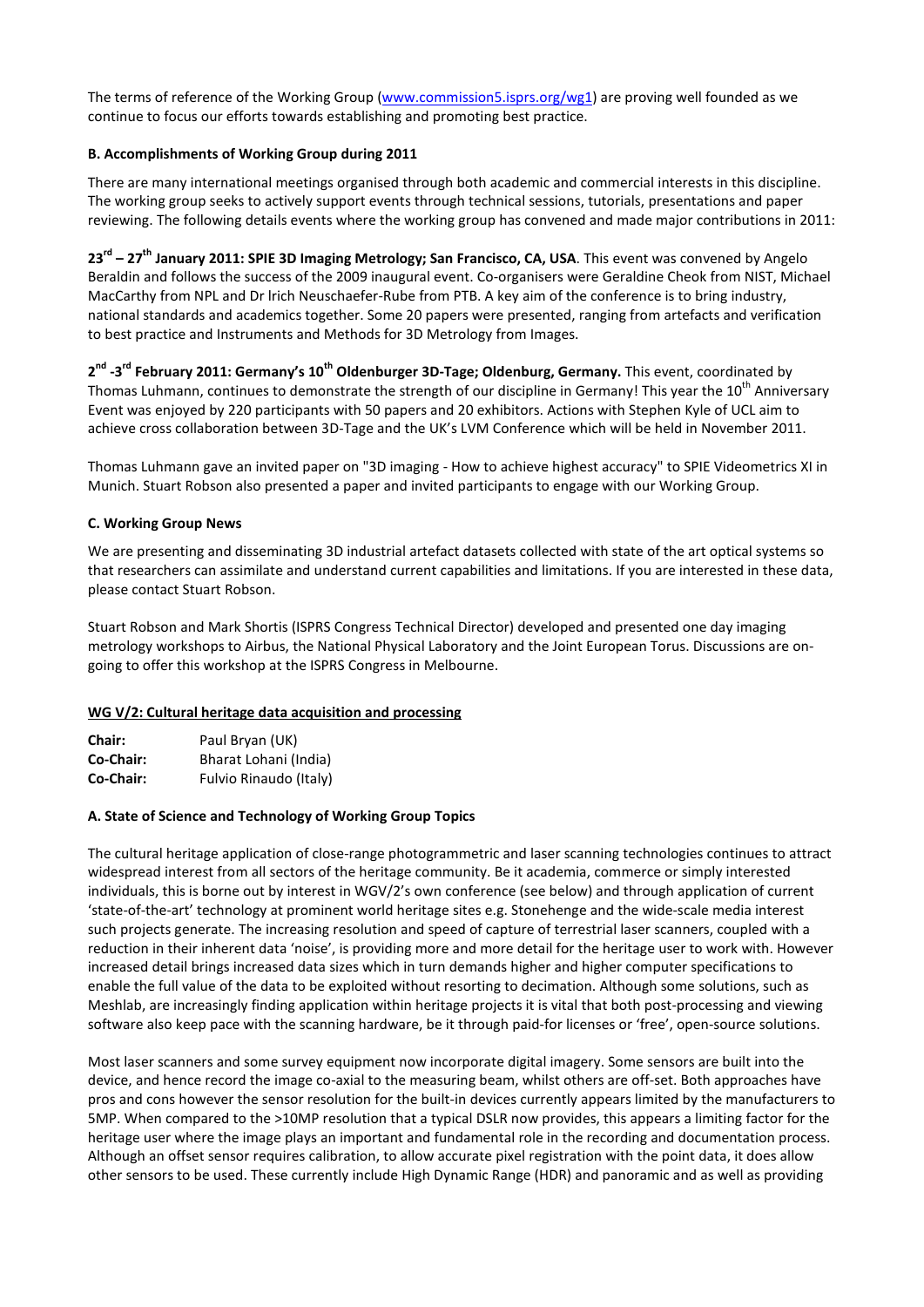The terms of reference of the Working Group (www.commission5.isprs.org/wg1) are proving well founded as we continue to focus our efforts towards establishing and promoting best practice.

**B. Accomplishments of Working Group during 2011**

There are many international meetings organised through both academic and commercial interests in this discipline. The working group seeks to actively support events through technical sessions, tutorials, presentations and paper reviewing. The following details events where the working group has convened and made major contributions in 2011:

**23rd – 27th January 2011: SPIE 3D Imaging Metrology; San Francisco, CA, USA**. This event was convened by Angelo Beraldin and follows the success of the 2009 inaugural event. Co-organisers were Geraldine Cheok from NIST, Michael MacCarthy from NPL and Dr lrich Neuschaefer-Rube from PTB. A key aim of the conference is to bring industry, national standards and academics together. Some 20 papers were presented, ranging from artefacts and verification to best practice and Instruments and Methods for 3D Metrology from Images.

**2nd -3rd February 2011: Germany's 10th Oldenburger 3D-Tage; Oldenburg, Germany.** This event, coordinated by Thomas Luhmann, continues to demonstrate the strength of our discipline in Germany! This year the 10th Anniversary Event was enjoyed by 220 participants with 50 papers and 20 exhibitors. Actions with Stephen Kyle of UCL aim to achieve cross collaboration between 3D-Tage and the UK's LVM Conference which will be held in November 2011.

Thomas Luhmann gave an invited paper on "3D imaging - How to achieve highest accuracy" to SPIE Videometrics XI in Munich. Stuart Robson also presented a paper and invited participants to engage with our Working Group.

**C. Working Group News**

We are presenting and disseminating 3D industrial artefact datasets collected with state of the art optical systems so that researchers can assimilate and understand current capabilities and limitations. If you are interested in these data, please contact Stuart Robson.

Stuart Robson and Mark Shortis (ISPRS Congress Technical Director) developed and presented one day imaging metrology workshops to Airbus, the National Physical Laboratory and the Joint European Torus. Discussions are on-going to offer this workshop at the ISPRS Congress in Melbourne.

## WG V/2: Cultural heritage data acquisition and processing

| | |
|---|---|
| **Chair:** | Paul Bryan (UK) |
| **Co-Chair:** | Bharat Lohani (India) |
| **Co-Chair:** | Fulvio Rinaudo (Italy) |

**A. State of Science and Technology of Working Group Topics**

The cultural heritage application of close-range photogrammetric and laser scanning technologies continues to attract widespread interest from all sectors of the heritage community. Be it academia, commerce or simply interested individuals, this is borne out by interest in WGV/2's own conference (see below) and through application of current 'state-of-the-art' technology at prominent world heritage sites e.g. Stonehenge and the wide-scale media interest such projects generate. The increasing resolution and speed of capture of terrestrial laser scanners, coupled with a reduction in their inherent data 'noise', is providing more and more detail for the heritage user to work with. However increased detail brings increased data sizes which in turn demands higher and higher computer specifications to enable the full value of the data to be exploited without resorting to decimation. Although some solutions, such as Meshlab, are increasingly finding application within heritage projects it is vital that both post-processing and viewing software also keep pace with the scanning hardware, be it through paid-for licenses or 'free', open-source solutions.

Most laser scanners and some survey equipment now incorporate digital imagery. Some sensors are built into the device, and hence record the image co-axial to the measuring beam, whilst others are off-set. Both approaches have pros and cons however the sensor resolution for the built-in devices currently appears limited by the manufacturers to 5MP. When compared to the >10MP resolution that a typical DSLR now provides, this appears a limiting factor for the heritage user where the image plays an important and fundamental role in the recording and documentation process. Although an offset sensor requires calibration, to allow accurate pixel registration with the point data, it does allow other sensors to be used. These currently include High Dynamic Range (HDR) and panoramic and as well as providing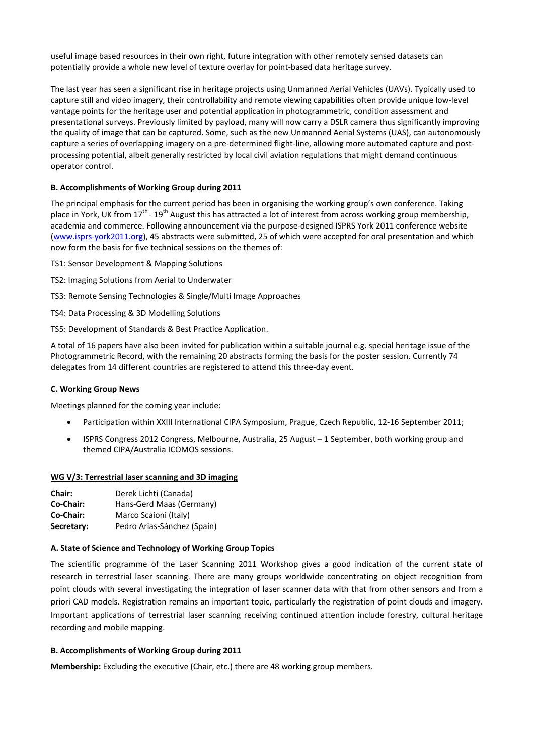useful image based resources in their own right, future integration with other remotely sensed datasets can potentially provide a whole new level of texture overlay for point-based data heritage survey.

The last year has seen a significant rise in heritage projects using Unmanned Aerial Vehicles (UAVs). Typically used to capture still and video imagery, their controllability and remote viewing capabilities often provide unique low-level vantage points for the heritage user and potential application in photogrammetric, condition assessment and presentational surveys. Previously limited by payload, many will now carry a DSLR camera thus significantly improving the quality of image that can be captured. Some, such as the new Unmanned Aerial Systems (UAS), can autonomously capture a series of overlapping imagery on a pre-determined flight-line, allowing more automated capture and post-processing potential, albeit generally restricted by local civil aviation regulations that might demand continuous operator control.

**B. Accomplishments of Working Group during 2011**

The principal emphasis for the current period has been in organising the working group's own conference. Taking place in York, UK from 17th - 19th August this has attracted a lot of interest from across working group membership, academia and commerce. Following announcement via the purpose-designed ISPRS York 2011 conference website (www.isprs-york2011.org), 45 abstracts were submitted, 25 of which were accepted for oral presentation and which now form the basis for five technical sessions on the themes of:

TS1: Sensor Development & Mapping Solutions

TS2: Imaging Solutions from Aerial to Underwater

TS3: Remote Sensing Technologies & Single/Multi Image Approaches

TS4: Data Processing & 3D Modelling Solutions

TS5: Development of Standards & Best Practice Application.

A total of 16 papers have also been invited for publication within a suitable journal e.g. special heritage issue of the Photogrammetric Record, with the remaining 20 abstracts forming the basis for the poster session. Currently 74 delegates from 14 different countries are registered to attend this three-day event.

**C. Working Group News**

Meetings planned for the coming year include:

- Participation within XXIII International CIPA Symposium, Prague, Czech Republic, 12-16 September 2011;
- ISPRS Congress 2012 Congress, Melbourne, Australia, 25 August – 1 September, both working group and themed CIPA/Australia ICOMOS sessions.

**WG V/3: Terrestrial laser scanning and 3D imaging**

**Chair:** Derek Lichti (Canada)
**Co-Chair:** Hans-Gerd Maas (Germany)
**Co-Chair:** Marco Scaioni (Italy)
**Secretary:** Pedro Arias-Sánchez (Spain)

**A. State of Science and Technology of Working Group Topics**

The scientific programme of the Laser Scanning 2011 Workshop gives a good indication of the current state of research in terrestrial laser scanning. There are many groups worldwide concentrating on object recognition from point clouds with several investigating the integration of laser scanner data with that from other sensors and from a priori CAD models. Registration remains an important topic, particularly the registration of point clouds and imagery. Important applications of terrestrial laser scanning receiving continued attention include forestry, cultural heritage recording and mobile mapping.

**B. Accomplishments of Working Group during 2011**

**Membership:** Excluding the executive (Chair, etc.) there are 48 working group members.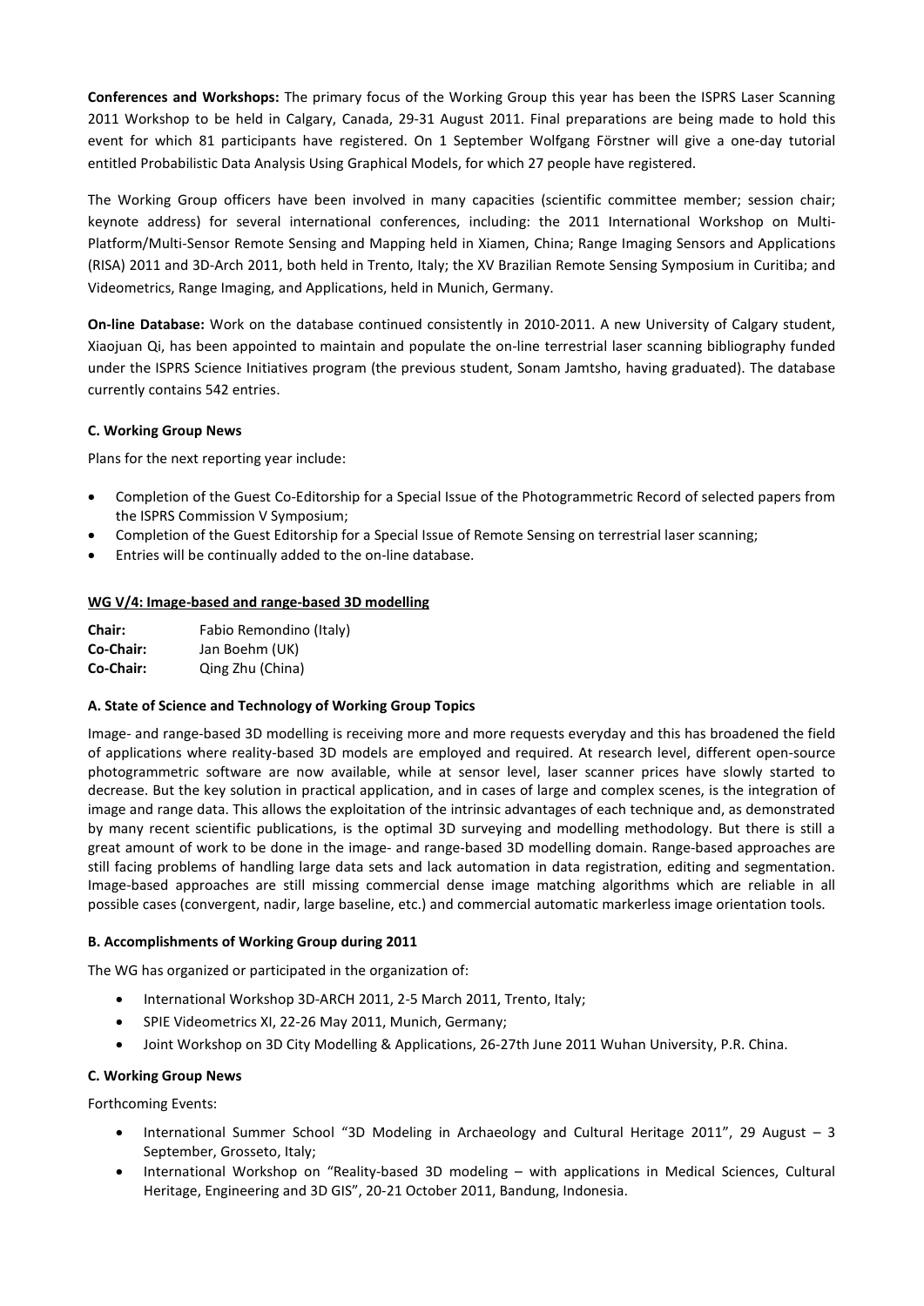**Conferences and Workshops:** The primary focus of the Working Group this year has been the ISPRS Laser Scanning 2011 Workshop to be held in Calgary, Canada, 29-31 August 2011. Final preparations are being made to hold this event for which 81 participants have registered. On 1 September Wolfgang Förstner will give a one-day tutorial entitled Probabilistic Data Analysis Using Graphical Models, for which 27 people have registered.

The Working Group officers have been involved in many capacities (scientific committee member; session chair; keynote address) for several international conferences, including: the 2011 International Workshop on Multi-Platform/Multi-Sensor Remote Sensing and Mapping held in Xiamen, China; Range Imaging Sensors and Applications (RISA) 2011 and 3D-Arch 2011, both held in Trento, Italy; the XV Brazilian Remote Sensing Symposium in Curitiba; and Videometrics, Range Imaging, and Applications, held in Munich, Germany.

**On-line Database:** Work on the database continued consistently in 2010-2011. A new University of Calgary student, Xiaojuan Qi, has been appointed to maintain and populate the on-line terrestrial laser scanning bibliography funded under the ISPRS Science Initiatives program (the previous student, Sonam Jamtsho, having graduated). The database currently contains 542 entries.

### C. Working Group News

Plans for the next reporting year include:

- Completion of the Guest Co-Editorship for a Special Issue of the Photogrammetric Record of selected papers from the ISPRS Commission V Symposium;
- Completion of the Guest Editorship for a Special Issue of Remote Sensing on terrestrial laser scanning;
- Entries will be continually added to the on-line database.

## WG V/4: Image-based and range-based 3D modelling

**Chair:** Fabio Remondino (Italy)
**Co-Chair:** Jan Boehm (UK)
**Co-Chair:** Qing Zhu (China)

### A. State of Science and Technology of Working Group Topics

Image- and range-based 3D modelling is receiving more and more requests everyday and this has broadened the field of applications where reality-based 3D models are employed and required. At research level, different open-source photogrammetric software are now available, while at sensor level, laser scanner prices have slowly started to decrease. But the key solution in practical application, and in cases of large and complex scenes, is the integration of image and range data. This allows the exploitation of the intrinsic advantages of each technique and, as demonstrated by many recent scientific publications, is the optimal 3D surveying and modelling methodology. But there is still a great amount of work to be done in the image- and range-based 3D modelling domain. Range-based approaches are still facing problems of handling large data sets and lack automation in data registration, editing and segmentation. Image-based approaches are still missing commercial dense image matching algorithms which are reliable in all possible cases (convergent, nadir, large baseline, etc.) and commercial automatic markerless image orientation tools.

### B. Accomplishments of Working Group during 2011

The WG has organized or participated in the organization of:

- International Workshop 3D-ARCH 2011, 2-5 March 2011, Trento, Italy;
- SPIE Videometrics XI, 22-26 May 2011, Munich, Germany;
- Joint Workshop on 3D City Modelling & Applications, 26-27th June 2011 Wuhan University, P.R. China.

### C. Working Group News

Forthcoming Events:

- International Summer School "3D Modeling in Archaeology and Cultural Heritage 2011", 29 August – 3 September, Grosseto, Italy;
- International Workshop on "Reality-based 3D modeling – with applications in Medical Sciences, Cultural Heritage, Engineering and 3D GIS", 20-21 October 2011, Bandung, Indonesia.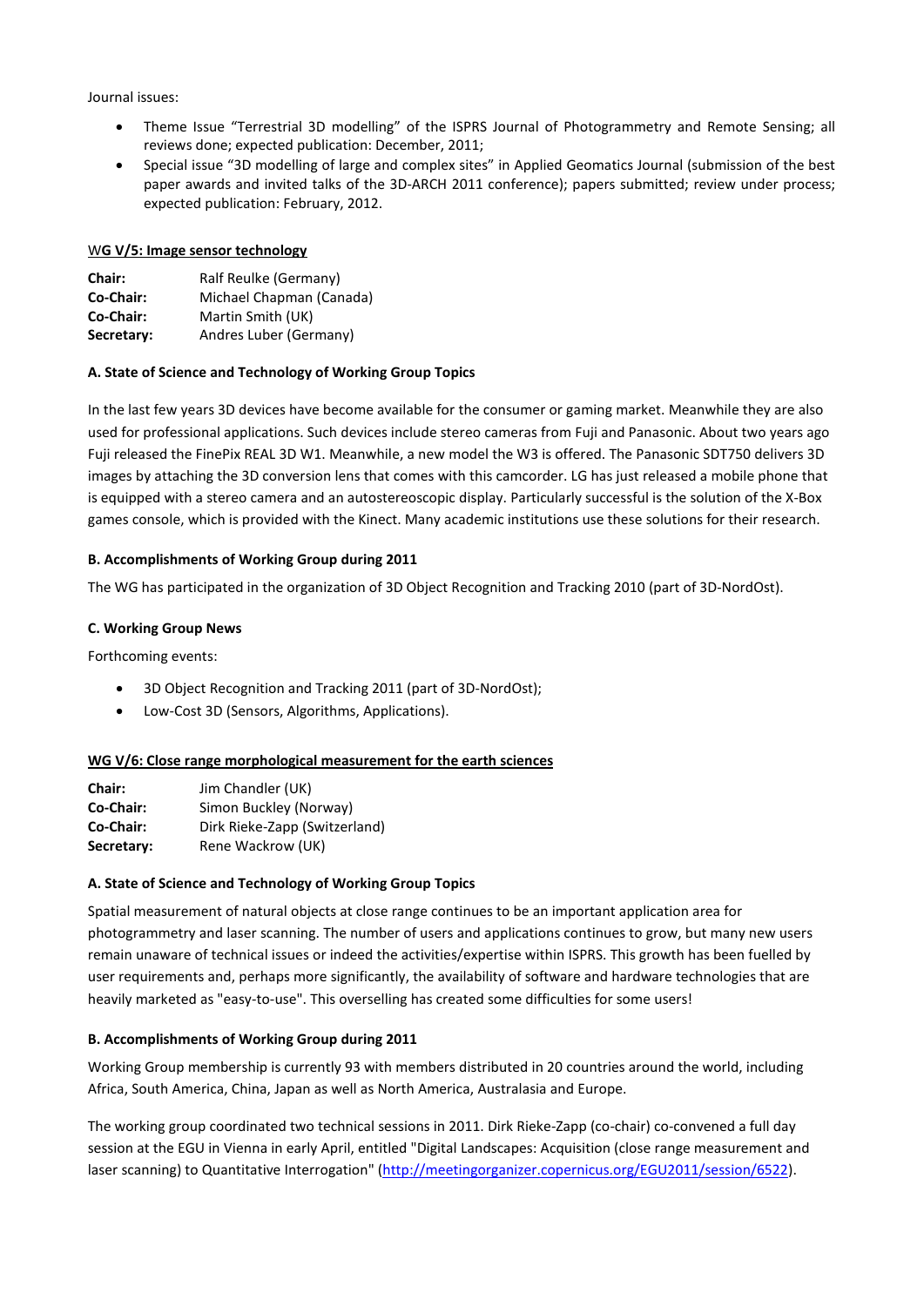Journal issues:

- Theme Issue "Terrestrial 3D modelling" of the ISPRS Journal of Photogrammetry and Remote Sensing; all reviews done; expected publication: December, 2011;
- Special issue "3D modelling of large and complex sites" in Applied Geomatics Journal (submission of the best paper awards and invited talks of the 3D-ARCH 2011 conference); papers submitted; review under process; expected publication: February, 2012.

### WG V/5: Image sensor technology

**Chair:** Ralf Reulke (Germany)
**Co-Chair:** Michael Chapman (Canada)
**Co-Chair:** Martin Smith (UK)
**Secretary:** Andres Luber (Germany)

#### A. State of Science and Technology of Working Group Topics

In the last few years 3D devices have become available for the consumer or gaming market. Meanwhile they are also used for professional applications. Such devices include stereo cameras from Fuji and Panasonic. About two years ago Fuji released the FinePix REAL 3D W1. Meanwhile, a new model the W3 is offered. The Panasonic SDT750 delivers 3D images by attaching the 3D conversion lens that comes with this camcorder. LG has just released a mobile phone that is equipped with a stereo camera and an autostereoscopic display. Particularly successful is the solution of the X-Box games console, which is provided with the Kinect. Many academic institutions use these solutions for their research.

#### B. Accomplishments of Working Group during 2011

The WG has participated in the organization of 3D Object Recognition and Tracking 2010 (part of 3D-NordOst).

#### C. Working Group News

Forthcoming events:

- 3D Object Recognition and Tracking 2011 (part of 3D-NordOst);
- Low-Cost 3D (Sensors, Algorithms, Applications).

### WG V/6: Close range morphological measurement for the earth sciences

**Chair:** Jim Chandler (UK)
**Co-Chair:** Simon Buckley (Norway)
**Co-Chair:** Dirk Rieke-Zapp (Switzerland)
**Secretary:** Rene Wackrow (UK)

#### A. State of Science and Technology of Working Group Topics

Spatial measurement of natural objects at close range continues to be an important application area for photogrammetry and laser scanning. The number of users and applications continues to grow, but many new users remain unaware of technical issues or indeed the activities/expertise within ISPRS. This growth has been fuelled by user requirements and, perhaps more significantly, the availability of software and hardware technologies that are heavily marketed as "easy-to-use". This overselling has created some difficulties for some users!

#### B. Accomplishments of Working Group during 2011

Working Group membership is currently 93 with members distributed in 20 countries around the world, including Africa, South America, China, Japan as well as North America, Australasia and Europe.

The working group coordinated two technical sessions in 2011. Dirk Rieke-Zapp (co-chair) co-convened a full day session at the EGU in Vienna in early April, entitled "Digital Landscapes: Acquisition (close range measurement and laser scanning) to Quantitative Interrogation" (http://meetingorganizer.copernicus.org/EGU2011/session/6522).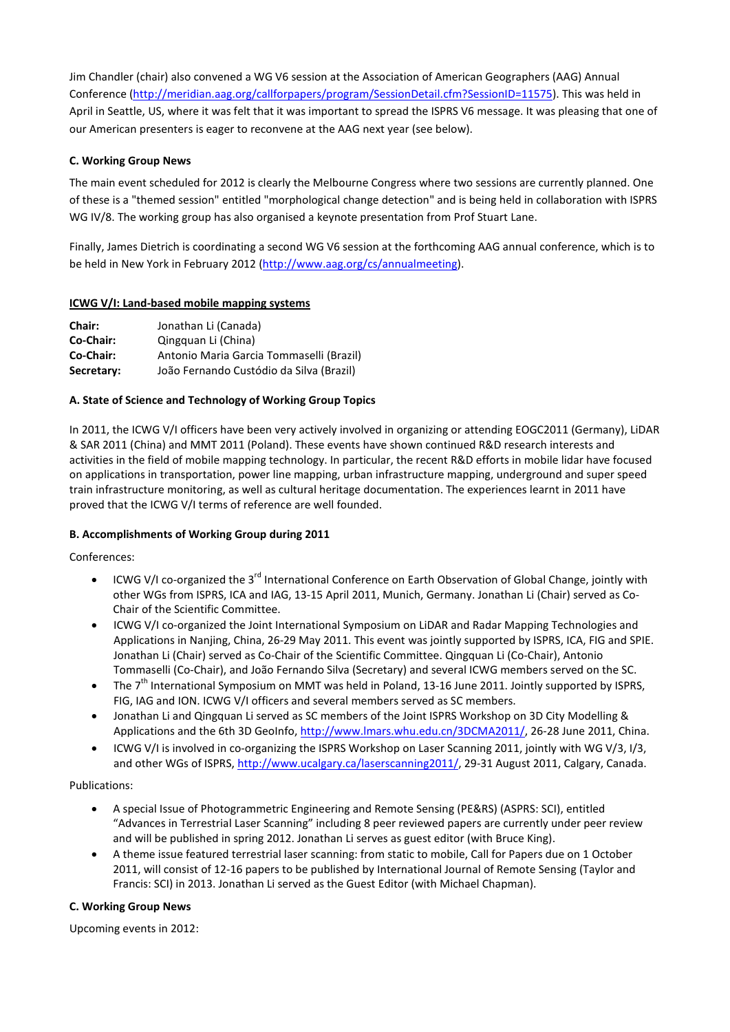Jim Chandler (chair) also convened a WG V6 session at the Association of American Geographers (AAG) Annual Conference (http://meridian.aag.org/callforpapers/program/SessionDetail.cfm?SessionID=11575). This was held in April in Seattle, US, where it was felt that it was important to spread the ISPRS V6 message. It was pleasing that one of our American presenters is eager to reconvene at the AAG next year (see below).

**C. Working Group News**

The main event scheduled for 2012 is clearly the Melbourne Congress where two sessions are currently planned. One of these is a "themed session" entitled "morphological change detection" and is being held in collaboration with ISPRS WG IV/8. The working group has also organised a keynote presentation from Prof Stuart Lane.

Finally, James Dietrich is coordinating a second WG V6 session at the forthcoming AAG annual conference, which is to be held in New York in February 2012 (http://www.aag.org/cs/annualmeeting).

## ICWG V/I: Land-based mobile mapping systems

| | |
|---|---|
| **Chair:** | Jonathan Li (Canada) |
| **Co-Chair:** | Qingquan Li (China) |
| **Co-Chair:** | Antonio Maria Garcia Tommaselli (Brazil) |
| **Secretary:** | João Fernando Custódio da Silva (Brazil) |

**A. State of Science and Technology of Working Group Topics**

In 2011, the ICWG V/I officers have been very actively involved in organizing or attending EOGC2011 (Germany), LiDAR & SAR 2011 (China) and MMT 2011 (Poland). These events have shown continued R&D research interests and activities in the field of mobile mapping technology. In particular, the recent R&D efforts in mobile lidar have focused on applications in transportation, power line mapping, urban infrastructure mapping, underground and super speed train infrastructure monitoring, as well as cultural heritage documentation. The experiences learnt in 2011 have proved that the ICWG V/I terms of reference are well founded.

**B. Accomplishments of Working Group during 2011**

Conferences:

- ICWG V/I co-organized the 3rd International Conference on Earth Observation of Global Change, jointly with other WGs from ISPRS, ICA and IAG, 13-15 April 2011, Munich, Germany. Jonathan Li (Chair) served as Co-Chair of the Scientific Committee.
- ICWG V/I co-organized the Joint International Symposium on LiDAR and Radar Mapping Technologies and Applications in Nanjing, China, 26-29 May 2011. This event was jointly supported by ISPRS, ICA, FIG and SPIE. Jonathan Li (Chair) served as Co-Chair of the Scientific Committee. Qingquan Li (Co-Chair), Antonio Tommaselli (Co-Chair), and João Fernando Silva (Secretary) and several ICWG members served on the SC.
- The 7th International Symposium on MMT was held in Poland, 13-16 June 2011. Jointly supported by ISPRS, FIG, IAG and ION. ICWG V/I officers and several members served as SC members.
- Jonathan Li and Qingquan Li served as SC members of the Joint ISPRS Workshop on 3D City Modelling & Applications and the 6th 3D GeoInfo, http://www.lmars.whu.edu.cn/3DCMA2011/, 26-28 June 2011, China.
- ICWG V/I is involved in co-organizing the ISPRS Workshop on Laser Scanning 2011, jointly with WG V/3, I/3, and other WGs of ISPRS, http://www.ucalgary.ca/laserscanning2011/, 29-31 August 2011, Calgary, Canada.

Publications:

- A special Issue of Photogrammetric Engineering and Remote Sensing (PE&RS) (ASPRS: SCI), entitled "Advances in Terrestrial Laser Scanning" including 8 peer reviewed papers are currently under peer review and will be published in spring 2012. Jonathan Li serves as guest editor (with Bruce King).
- A theme issue featured terrestrial laser scanning: from static to mobile, Call for Papers due on 1 October 2011, will consist of 12-16 papers to be published by International Journal of Remote Sensing (Taylor and Francis: SCI) in 2013. Jonathan Li served as the Guest Editor (with Michael Chapman).

**C. Working Group News**

Upcoming events in 2012: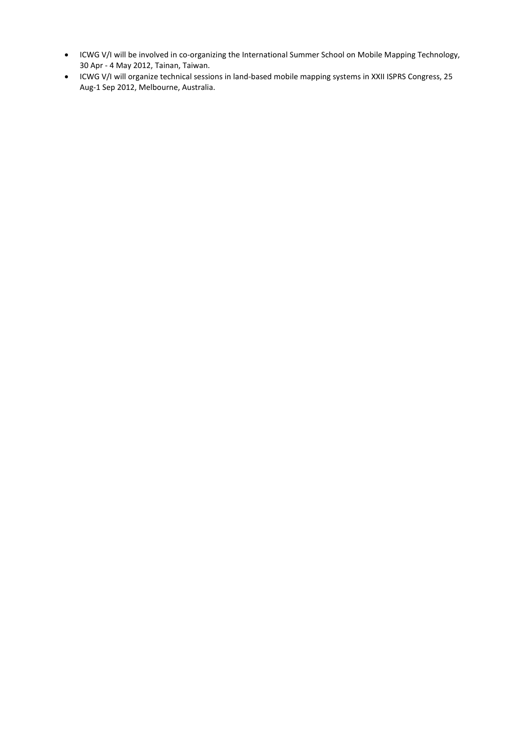- ICWG V/I will be involved in co-organizing the International Summer School on Mobile Mapping Technology, 30 Apr - 4 May 2012, Tainan, Taiwan.
- ICWG V/I will organize technical sessions in land-based mobile mapping systems in XXII ISPRS Congress, 25 Aug-1 Sep 2012, Melbourne, Australia.